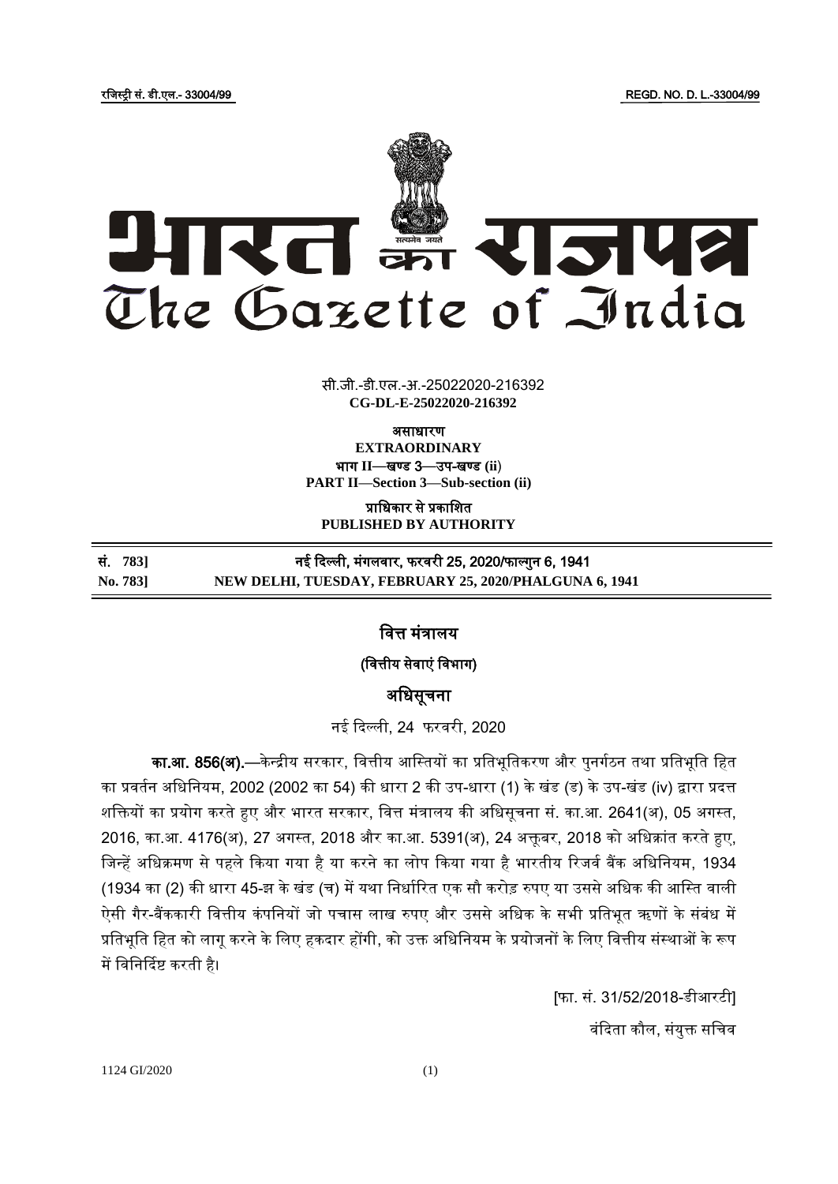रजिस्ट्री सं. डी.एल.- 33004/99 REGD. NO. D. L.-33004/99

# भारत का राजपत्र
# The Gazette of India

सी.जी.-डी.एल.-अ.-25022020-216392
**CG-DL-E-25022020-216392**

**असाधारण**
**EXTRAORDINARY**
**भाग II—खण्ड 3—उप-खण्ड (ii)**
**PART II—Section 3—Sub-section (ii)**

**प्राधिकार से प्रकाशित**
**PUBLISHED BY AUTHORITY**

| सं. 783] | नई दिल्ली, मंगलवार, फरवरी 25, 2020/फाल्गुन 6, 1941 |
|---|---|
| **No. 783]** | **NEW DELHI, TUESDAY, FEBRUARY 25, 2020/PHALGUNA 6, 1941** |

## वित्त मंत्रालय

### (वित्तीय सेवाएं विभाग)

## अधिसूचना

नई दिल्ली, 24 फरवरी, 2020

**का.आ. 856(अ).**—केन्द्रीय सरकार, वित्तीय आस्तियों का प्रतिभूतिकरण और पुनर्गठन तथा प्रतिभूति हित का प्रवर्तन अधिनियम, 2002 (2002 का 54) की धारा 2 की उप-धारा (1) के खंड (ड) के उप-खंड (iv) द्वारा प्रदत्त शक्तियों का प्रयोग करते हुए और भारत सरकार, वित्त मंत्रालय की अधिसूचना सं. का.आ. 2641(अ), 05 अगस्त, 2016, का.आ. 4176(अ), 27 अगस्त, 2018 और का.आ. 5391(अ), 24 अक्तूबर, 2018 को अधिक्रांत करते हुए, जिन्हें अधिक्रमण से पहले किया गया है या करने का लोप किया गया है भारतीय रिजर्व बैंक अधिनियम, 1934 (1934 का (2) की धारा 45-झ के खंड (च) में यथा निर्धारित एक सौ करोड़ रुपए या उससे अधिक की आस्ति वाली ऐसी गैर-बैंककारी वित्तीय कंपनियों जो पचास लाख रुपए और उससे अधिक के सभी प्रतिभूत ऋणों के संबंध में प्रतिभूति हित को लागू करने के लिए हकदार होंगी, को उक्त अधिनियम के प्रयोजनों के लिए वित्तीय संस्थाओं के रूप में विनिर्दिष्ट करती है।

[फा. सं. 31/52/2018-डीआरटी]

वंदिता कौल, संयुक्त सचिव

1124 GI/2020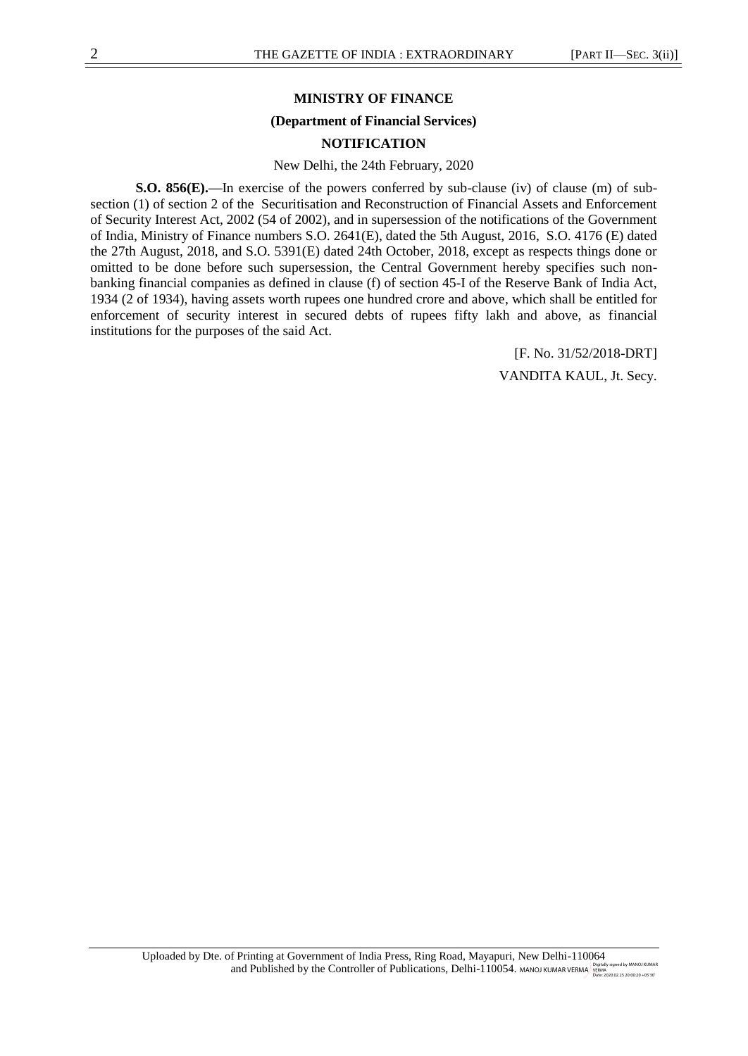**MINISTRY OF FINANCE**

**(Department of Financial Services)**

**NOTIFICATION**

New Delhi, the 24th February, 2020

**S.O. 856(E).—**In exercise of the powers conferred by sub-clause (iv) of clause (m) of sub-section (1) of section 2 of the Securitisation and Reconstruction of Financial Assets and Enforcement of Security Interest Act, 2002 (54 of 2002), and in supersession of the notifications of the Government of India, Ministry of Finance numbers S.O. 2641(E), dated the 5th August, 2016, S.O. 4176 (E) dated the 27th August, 2018, and S.O. 5391(E) dated 24th October, 2018, except as respects things done or omitted to be done before such supersession, the Central Government hereby specifies such non-banking financial companies as defined in clause (f) of section 45-I of the Reserve Bank of India Act, 1934 (2 of 1934), having assets worth rupees one hundred crore and above, which shall be entitled for enforcement of security interest in secured debts of rupees fifty lakh and above, as financial institutions for the purposes of the said Act.

[F. No. 31/52/2018-DRT]

VANDITA KAUL, Jt. Secy.

Uploaded by Dte. of Printing at Government of India Press, Ring Road, Mayapuri, New Delhi-110064 and Published by the Controller of Publications, Delhi-110054.